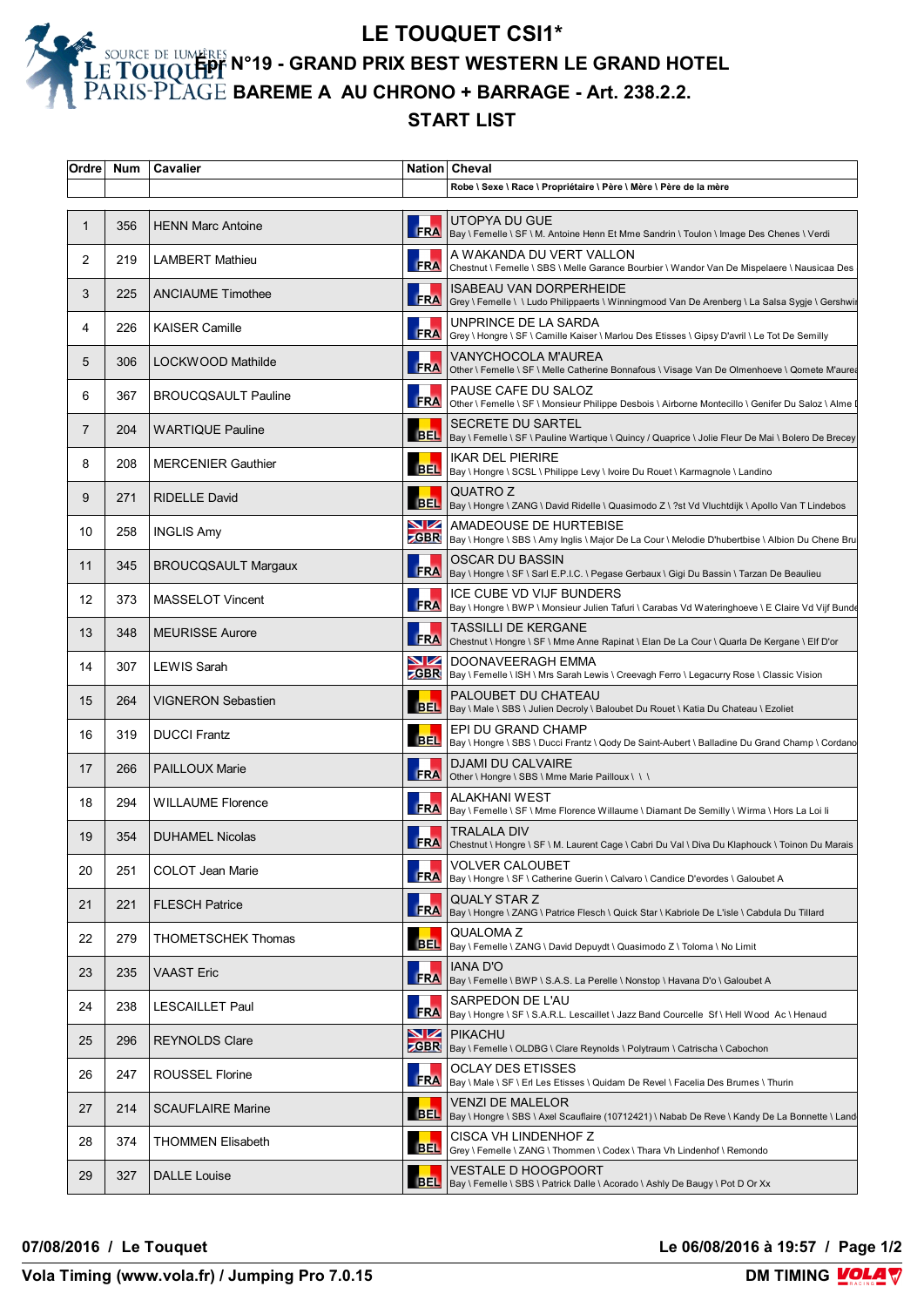# LE TOUQUET CSI1*

## Epr N°19 - GRAND PRIX BEST WESTERN LE GRAND HOTEL

## BAREME A AU CHRONO + BARRAGE - Art. 238.2.2.

## START LIST

| Ordre | Num | Cavalier | Nation | Cheval |
|---|---|---|---|---|
| | | | | Robe \ Sexe \ Race \ Propriétaire \ Père \ Mère \ Père de la mère |
| 1 | 356 | HENN Marc Antoine | FRA | UTOPYA DU GUE<br>Bay \ Femelle \ SF \ M. Antoine Henn Et Mme Sandrin \ Toulon \ Image Des Chenes \ Verdi |
| 2 | 219 | LAMBERT Mathieu | FRA | A WAKANDA DU VERT VALLON<br>Chestnut \ Femelle \ SBS \ Melle Garance Bourbier \ Wandor Van De Mispelaere \ Nausicaa Des |
| 3 | 225 | ANCIAUME Timothee | FRA | ISABEAU VAN DORPERHEIDE<br>Grey \ Femelle \ \ Ludo Philippaerts \ Winningmood Van De Arenberg \ La Salsa Sygje \ Gershwi |
| 4 | 226 | KAISER Camille | FRA | UNPRINCE DE LA SARDA<br>Grey \ Hongre \ SF \ Camille Kaiser \ Marlou Des Etisses \ Gipsy D'avril \ Le Tot De Semilly |
| 5 | 306 | LOCKWOOD Mathilde | FRA | VANYCHOCOLA M'AUREA<br>Other \ Femelle \ SF \ Melle Catherine Bonnafous \ Visage Van De Olmenhoeve \ Qomete M'aurea |
| 6 | 367 | BROUCQSAULT Pauline | FRA | PAUSE CAFE DU SALOZ<br>Other \ Femelle \ SF \ Monsieur Philippe Desbois \ Airborne Montecillo \ Genifer Du Saloz \ Alme I |
| 7 | 204 | WARTIQUE Pauline | BEL | SECRETE DU SARTEL<br>Bay \ Femelle \ SF \ Pauline Wartique \ Quincy / Quaprice \ Jolie Fleur De Mai \ Bolero De Brecey |
| 8 | 208 | MERCENIER Gauthier | BEL | IKAR DEL PIERIRE<br>Bay \ Hongre \ SCSL \ Philippe Levy \ Ivoire Du Rouet \ Karmagnole \ Landino |
| 9 | 271 | RIDELLE David | BEL | QUATRO Z<br>Bay \ Hongre \ ZANG \ David Ridelle \ Quasimodo Z \ ?st Vd Vluchtdijk \ Apollo Van T Lindebos |
| 10 | 258 | INGLIS Amy | GBR | AMADEOUSE DE HURTEBISE<br>Bay \ Hongre \ SBS \ Amy Inglis \ Major De La Cour \ Melodie D'hubertbise \ Albion Du Chene Bru |
| 11 | 345 | BROUCQSAULT Margaux | FRA | OSCAR DU BASSIN<br>Bay \ Hongre \ SF \ Sarl E.P.I.C. \ Pegase Gerbaux \ Gigi Du Bassin \ Tarzan De Beaulieu |
| 12 | 373 | MASSELOT Vincent | FRA | ICE CUBE VD VIJF BUNDERS<br>Bay \ Hongre \ BWP \ Monsieur Julien Tafuri \ Carabas Vd Wateringhoeve \ E Claire Vd Vijf Bunde |
| 13 | 348 | MEURISSE Aurore | FRA | TASSILLI DE KERGANE<br>Chestnut \ Hongre \ SF \ Mme Anne Rapinat \ Elan De La Cour \ Quarla De Kergane \ Elf D'or |
| 14 | 307 | LEWIS Sarah | GBR | DOONAVEERAGH EMMA<br>Bay \ Femelle \ ISH \ Mrs Sarah Lewis \ Creevagh Ferro \ Legacurry Rose \ Classic Vision |
| 15 | 264 | VIGNERON Sebastien | BEL | PALOUBET DU CHATEAU<br>Bay \ Male \ SBS \ Julien Decroly \ Baloubet Du Rouet \ Katia Du Chateau \ Ezoliet |
| 16 | 319 | DUCCI Frantz | BEL | EPI DU GRAND CHAMP<br>Bay \ Hongre \ SBS \ Ducci Frantz \ Qody De Saint-Aubert \ Balladine Du Grand Champ \ Cordano |
| 17 | 266 | PAILLOUX Marie | FRA | DJAMI DU CALVAIRE<br>Other \ Hongre \ SBS \ Mme Marie Pailloux \ \ \ |
| 18 | 294 | WILLAUME Florence | FRA | ALAKHANI WEST<br>Bay \ Femelle \ SF \ Mme Florence Willaume \ Diamant De Semilly \ Wirma \ Hors La Loi Ii |
| 19 | 354 | DUHAMEL Nicolas | FRA | TRALALA DIV<br>Chestnut \ Hongre \ SF \ M. Laurent Cage \ Cabri Du Val \ Diva Du Klaphouck \ Toinon Du Marais |
| 20 | 251 | COLOT Jean Marie | FRA | VOLVER CALOUBET<br>Bay \ Hongre \ SF \ Catherine Guerin \ Calvaro \ Candice D'evordes \ Galoubet A |
| 21 | 221 | FLESCH Patrice | FRA | QUALY STAR Z<br>Bay \ Hongre \ ZANG \ Patrice Flesch \ Quick Star \ Kabriole De L'isle \ Cabdula Du Tillard |
| 22 | 279 | THOMETSCHEK Thomas | BEL | QUALOMA Z<br>Bay \ Femelle \ ZANG \ David Depuydt \ Quasimodo Z \ Toloma \ No Limit |
| 23 | 235 | VAAST Eric | FRA | IANA D'O<br>Bay \ Femelle \ BWP \ S.A.S. La Perelle \ Nonstop \ Havana D'o \ Galoubet A |
| 24 | 238 | LESCAILLET Paul | FRA | SARPEDON DE L'AU<br>Bay \ Hongre \ SF \ S.A.R.L. Lescaillet \ Jazz Band Courcelle Sf \ Hell Wood Ac \ Henaud |
| 25 | 296 | REYNOLDS Clare | GBR | PIKACHU<br>Bay \ Femelle \ OLDBG \ Clare Reynolds \ Polytraum \ Catrischa \ Cabochon |
| 26 | 247 | ROUSSEL Florine | FRA | OCLAY DES ETISSES<br>Bay \ Male \ SF \ Erl Les Etisses \ Quidam De Revel \ Facelia Des Brumes \ Thurin |
| 27 | 214 | SCAUFLAIRE Marine | BEL | VENZI DE MALELOR<br>Bay \ Hongre \ SBS \ Axel Scauflaire (10712421) \ Nabab De Reve \ Kandy De La Bonnette \ Land |
| 28 | 374 | THOMMEN Elisabeth | BEL | CISCA VH LINDENHOF Z<br>Grey \ Femelle \ ZANG \ Thommen \ Codex \ Thara Vh Lindenhof \ Remondo |
| 29 | 327 | DALLE Louise | BEL | VESTALE D HOOGPOORT<br>Bay \ Femelle \ SBS \ Patrick Dalle \ Acorado \ Ashly De Baugy \ Pot D Or Xx |

**07/08/2016 / Le Touquet** — **Le 06/08/2016 à 19:57**

**Vola Timing (www.vola.fr) / Jumping Pro 7.0.15** — **DM TIMING**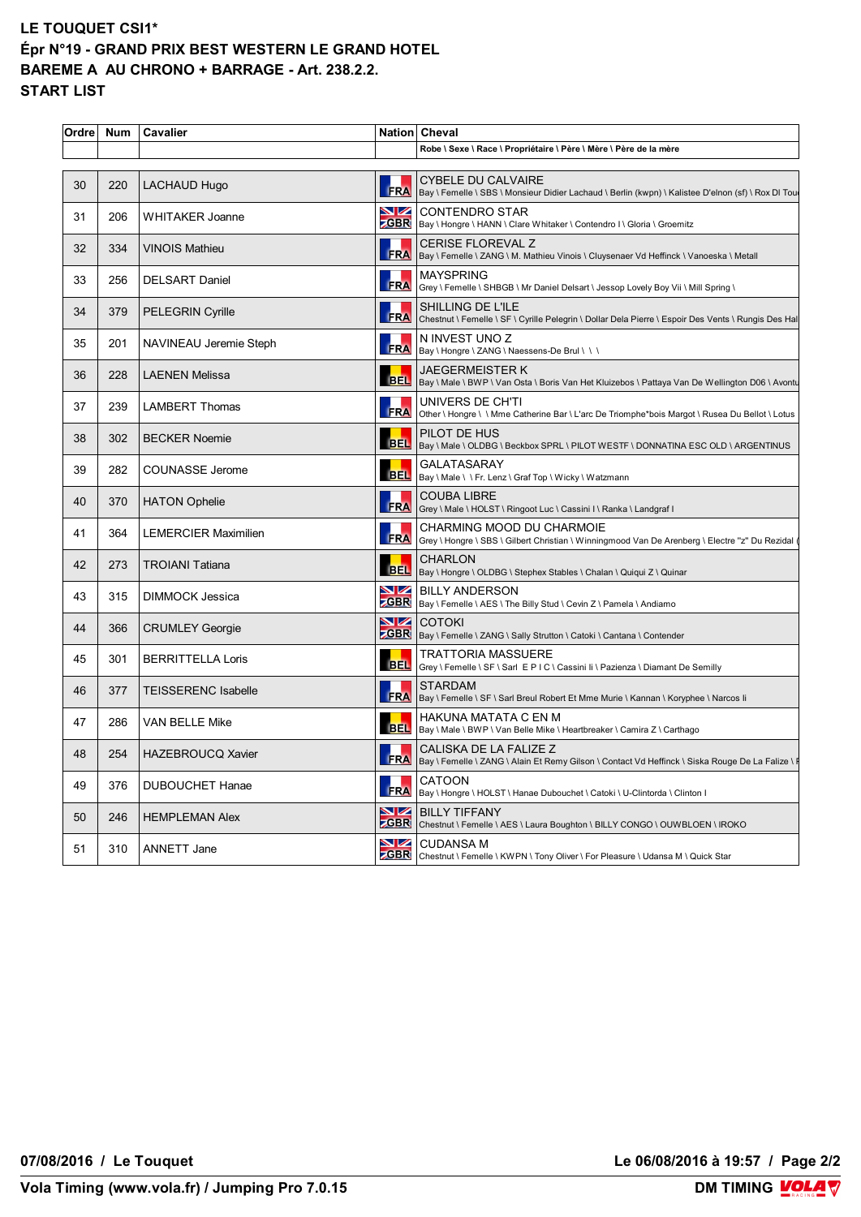# LE TOUQUET CSI1*

## Épr N°19 - GRAND PRIX BEST WESTERN LE GRAND HOTEL

## BAREME A AU CHRONO + BARRAGE - Art. 238.2.2.

## START LIST

| Ordre | Num | Cavalier | Nation | Cheval |
|---|---|---|---|---|
| | | | | Robe \ Sexe \ Race \ Propriétaire \ Père \ Mère \ Père de la mère |
| 30 | 220 | LACHAUD Hugo | FRA | CYBELE DU CALVAIRE<br>Bay \ Femelle \ SBS \ Monsieur Didier Lachaud \ Berlin (kwpn) \ Kalistee D'elnon (sf) \ Rox Dl Tou |
| 31 | 206 | WHITAKER Joanne | GBR | CONTENDRO STAR<br>Bay \ Hongre \ HANN \ Clare Whitaker \ Contendro I \ Gloria \ Groemitz |
| 32 | 334 | VINOIS Mathieu | FRA | CERISE FLOREVAL Z<br>Bay \ Femelle \ ZANG \ M. Mathieu Vinois \ Cluysenaer Vd Heffinck \ Vanoeska \ Metall |
| 33 | 256 | DELSART Daniel | FRA | MAYSPRING<br>Grey \ Femelle \ SHBGB \ Mr Daniel Delsart \ Jessop Lovely Boy Vii \ Mill Spring \ |
| 34 | 379 | PELEGRIN Cyrille | FRA | SHILLING DE L'ILE<br>Chestnut \ Femelle \ SF \ Cyrille Pelegrin \ Dollar Dela Pierre \ Espoir Des Vents \ Rungis Des Hal |
| 35 | 201 | NAVINEAU Jeremie Steph | FRA | N INVEST UNO Z<br>Bay \ Hongre \ ZANG \ Naessens-De Brul \ \ \ |
| 36 | 228 | LAENEN Melissa | BEL | JAEGERMEISTER K<br>Bay \ Male \ BWP \ Van Osta \ Boris Van Het Kluizebos \ Pattaya Van De Wellington D06 \ Avontu |
| 37 | 239 | LAMBERT Thomas | FRA | UNIVERS DE CH'TI<br>Other \ Hongre \ \ Mme Catherine Bar \ L'arc De Triomphe*bois Margot \ Rusea Du Bellot \ Lotus |
| 38 | 302 | BECKER Noemie | BEL | PILOT DE HUS<br>Bay \ Male \ OLDBG \ Beckbox SPRL \ PILOT WESTF \ DONNATINA ESC OLD \ ARGENTINUS |
| 39 | 282 | COUNASSE Jerome | BEL | GALATASARAY<br>Bay \ Male \ \ Fr. Lenz \ Graf Top \ Wicky \ Watzmann |
| 40 | 370 | HATON Ophelie | FRA | COUBA LIBRE<br>Grey \ Male \ HOLST \ Ringoot Luc \ Cassini I \ Ranka \ Landgraf I |
| 41 | 364 | LEMERCIER Maximilien | FRA | CHARMING MOOD DU CHARMOIE<br>Grey \ Hongre \ SBS \ Gilbert Christian \ Winningmood Van De Arenberg \ Electre "z" Du Rezidal ( |
| 42 | 273 | TROIANI Tatiana | BEL | CHARLON<br>Bay \ Hongre \ OLDBG \ Stephex Stables \ Chalan \ Quiqui Z \ Quinar |
| 43 | 315 | DIMMOCK Jessica | GBR | BILLY ANDERSON<br>Bay \ Femelle \ AES \ The Billy Stud \ Cevin Z \ Pamela \ Andiamo |
| 44 | 366 | CRUMLEY Georgie | GBR | COTOKI<br>Bay \ Femelle \ ZANG \ Sally Strutton \ Catoki \ Cantana \ Contender |
| 45 | 301 | BERRITTELLA Loris | BEL | TRATTORIA MASSUERE<br>Grey \ Femelle \ SF \ Sarl E P I C \ Cassini Ii \ Pazienza \ Diamant De Semilly |
| 46 | 377 | TEISSERENC Isabelle | FRA | STARDAM<br>Bay \ Femelle \ SF \ Sarl Breul Robert Et Mme Murie \ Kannan \ Koryphee \ Narcos Ii |
| 47 | 286 | VAN BELLE Mike | BEL | HAKUNA MATATA C EN M<br>Bay \ Male \ BWP \ Van Belle Mike \ Heartbreaker \ Camira Z \ Carthago |
| 48 | 254 | HAZEBROUCQ Xavier | FRA | CALISKA DE LA FALIZE Z<br>Bay \ Femelle \ ZANG \ Alain Et Remy Gilson \ Contact Vd Heffinck \ Siska Rouge De La Falize \ F |
| 49 | 376 | DUBOUCHET Hanae | FRA | CATOON<br>Bay \ Hongre \ HOLST \ Hanae Dubouchet \ Catoki \ U-Clintorda \ Clinton I |
| 50 | 246 | HEMPLEMAN Alex | GBR | BILLY TIFFANY<br>Chestnut \ Femelle \ AES \ Laura Boughton \ BILLY CONGO \ OUWBLOEN \ IROKO |
| 51 | 310 | ANNETT Jane | GBR | CUDANSA M<br>Chestnut \ Femelle \ KWPN \ Tony Oliver \ For Pleasure \ Udansa M \ Quick Star |

07/08/2016 / Le Touquet

Le 06/08/2016 à 19:57

Vola Timing (www.vola.fr) / Jumping Pro 7.0.15

DM TIMING